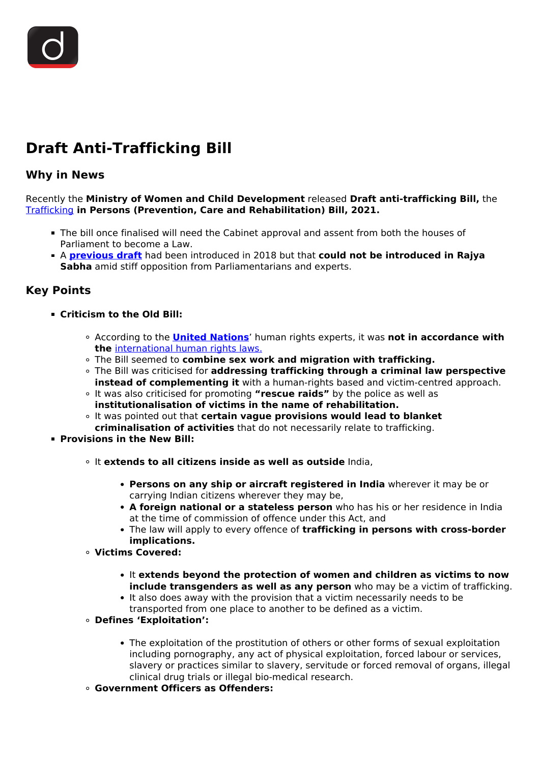# Draft Anti-Trafficking Bill

## Why in News

Recently the **Ministry of Women and Child Development** released **Draft anti-trafficking Bill,** the Trafficking **in Persons (Prevention, Care and Rehabilitation) Bill, 2021.**

- The bill once finalised will need the Cabinet approval and assent from both the houses of Parliament to become a Law.
- A **previous draft** had been introduced in 2018 but that **could not be introduced in Rajya Sabha** amid stiff opposition from Parliamentarians and experts.

## Key Points

- **Criticism to the Old Bill:**
    - According to the **United Nations**' human rights experts, it was **not in accordance with the** international human rights laws.
    - The Bill seemed to **combine sex work and migration with trafficking.**
    - The Bill was criticised for **addressing trafficking through a criminal law perspective instead of complementing it** with a human-rights based and victim-centred approach.
    - It was also criticised for promoting **"rescue raids"** by the police as well as **institutionalisation of victims in the name of rehabilitation.**
    - It was pointed out that **certain vague provisions would lead to blanket criminalisation of activities** that do not necessarily relate to trafficking.
- **Provisions in the New Bill:**
    - It **extends to all citizens inside as well as outside** India,
        - **Persons on any ship or aircraft registered in India** wherever it may be or carrying Indian citizens wherever they may be,
        - **A foreign national or a stateless person** who has his or her residence in India at the time of commission of offence under this Act, and
        - The law will apply to every offence of **trafficking in persons with cross-border implications.**
    - **Victims Covered:**
        - It **extends beyond the protection of women and children as victims to now include transgenders as well as any person** who may be a victim of trafficking.
        - It also does away with the provision that a victim necessarily needs to be transported from one place to another to be defined as a victim.
    - **Defines 'Exploitation':**
        - The exploitation of the prostitution of others or other forms of sexual exploitation including pornography, any act of physical exploitation, forced labour or services, slavery or practices similar to slavery, servitude or forced removal of organs, illegal clinical drug trials or illegal bio-medical research.
    - **Government Officers as Offenders:**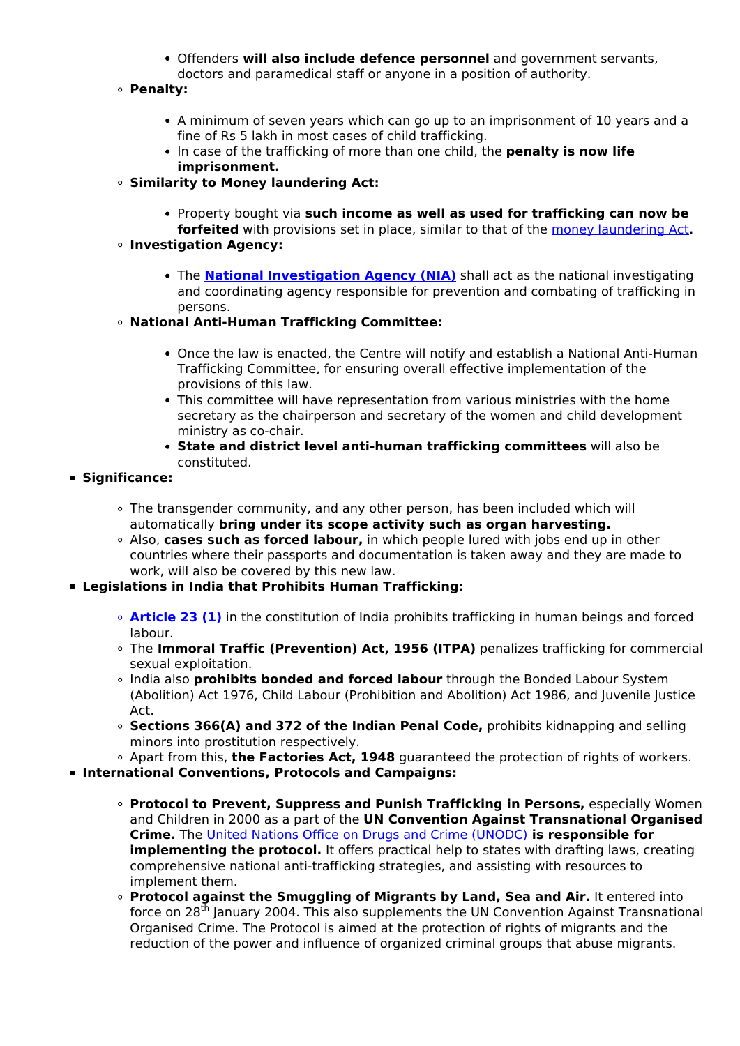- Offenders **will also include defence personnel** and government servants, doctors and paramedical staff or anyone in a position of authority.
    - **Penalty:**
        - A minimum of seven years which can go up to an imprisonment of 10 years and a fine of Rs 5 lakh in most cases of child trafficking.
        - In case of the trafficking of more than one child, the **penalty is now life imprisonment.**
    - **Similarity to Money laundering Act:**
        - Property bought via **such income as well as used for trafficking can now be forfeited** with provisions set in place, similar to that of the money laundering Act**.**
    - **Investigation Agency:**
        - The **National Investigation Agency (NIA)** shall act as the national investigating and coordinating agency responsible for prevention and combating of trafficking in persons.
    - **National Anti-Human Trafficking Committee:**
        - Once the law is enacted, the Centre will notify and establish a National Anti-Human Trafficking Committee, for ensuring overall effective implementation of the provisions of this law.
        - This committee will have representation from various ministries with the home secretary as the chairperson and secretary of the women and child development ministry as co-chair.
        - **State and district level anti-human trafficking committees** will also be constituted.
- **Significance:**
    - The transgender community, and any other person, has been included which will automatically **bring under its scope activity such as organ harvesting.**
    - Also, **cases such as forced labour,** in which people lured with jobs end up in other countries where their passports and documentation is taken away and they are made to work, will also be covered by this new law.
- **Legislations in India that Prohibits Human Trafficking:**
    - **Article 23 (1)** in the constitution of India prohibits trafficking in human beings and forced labour.
    - The **Immoral Traffic (Prevention) Act, 1956 (ITPA)** penalizes trafficking for commercial sexual exploitation.
    - India also **prohibits bonded and forced labour** through the Bonded Labour System (Abolition) Act 1976, Child Labour (Prohibition and Abolition) Act 1986, and Juvenile Justice Act.
    - **Sections 366(A) and 372 of the Indian Penal Code,** prohibits kidnapping and selling minors into prostitution respectively.
    - Apart from this, **the Factories Act, 1948** guaranteed the protection of rights of workers.
- **International Conventions, Protocols and Campaigns:**
    - **Protocol to Prevent, Suppress and Punish Trafficking in Persons,** especially Women and Children in 2000 as a part of the **UN Convention Against Transnational Organised Crime.** The United Nations Office on Drugs and Crime (UNODC) **is responsible for implementing the protocol.** It offers practical help to states with drafting laws, creating comprehensive national anti-trafficking strategies, and assisting with resources to implement them.
    - **Protocol against the Smuggling of Migrants by Land, Sea and Air.** It entered into force on 28th January 2004. This also supplements the UN Convention Against Transnational Organised Crime. The Protocol is aimed at the protection of rights of migrants and the reduction of the power and influence of organized criminal groups that abuse migrants.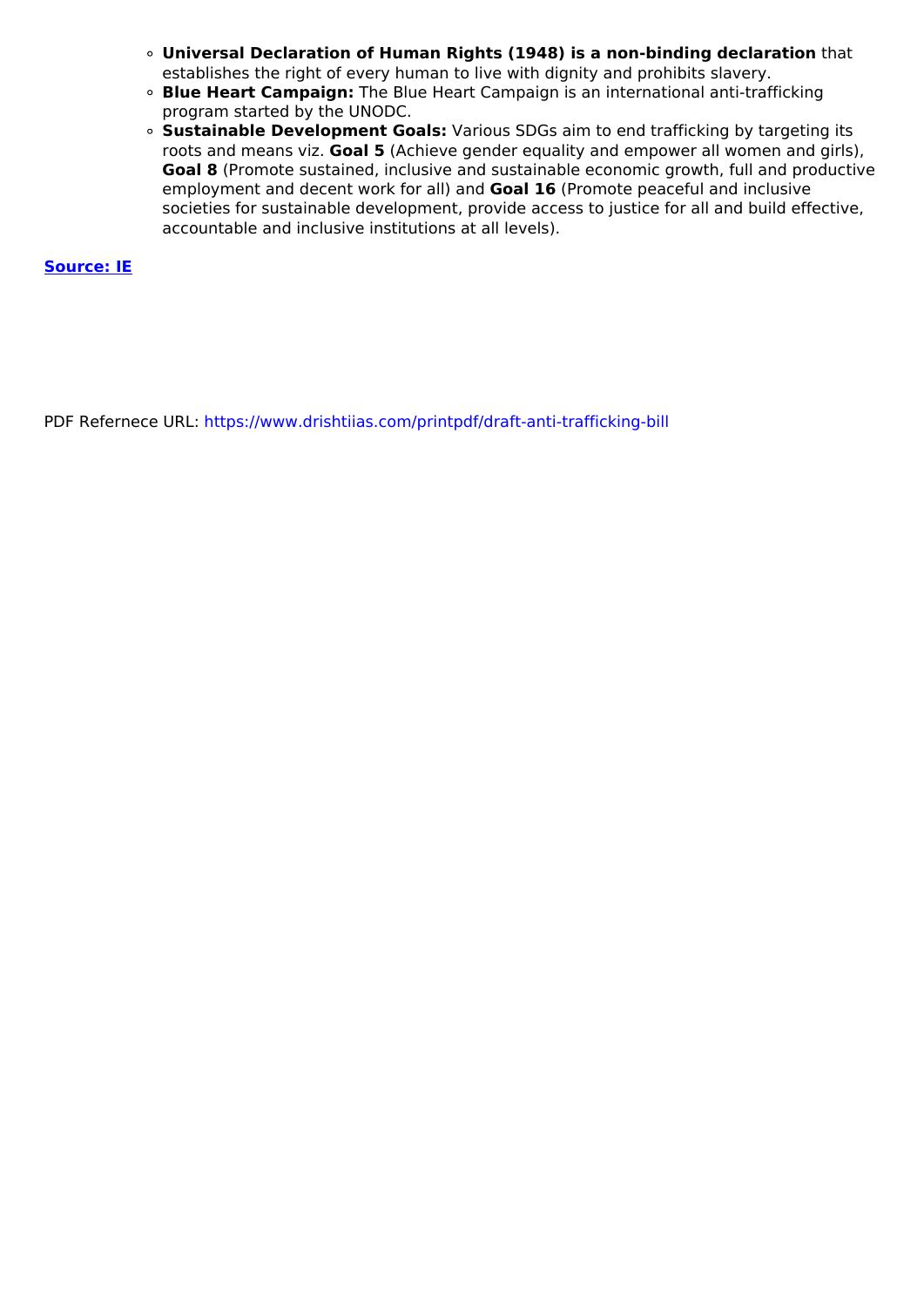- **Universal Declaration of Human Rights (1948) is a non-binding declaration** that establishes the right of every human to live with dignity and prohibits slavery.
- **Blue Heart Campaign:** The Blue Heart Campaign is an international anti-trafficking program started by the UNODC.
- **Sustainable Development Goals:** Various SDGs aim to end trafficking by targeting its roots and means viz. **Goal 5** (Achieve gender equality and empower all women and girls), **Goal 8** (Promote sustained, inclusive and sustainable economic growth, full and productive employment and decent work for all) and **Goal 16** (Promote peaceful and inclusive societies for sustainable development, provide access to justice for all and build effective, accountable and inclusive institutions at all levels).

**Source: IE**

PDF Refernece URL: https://www.drishtiias.com/printpdf/draft-anti-trafficking-bill